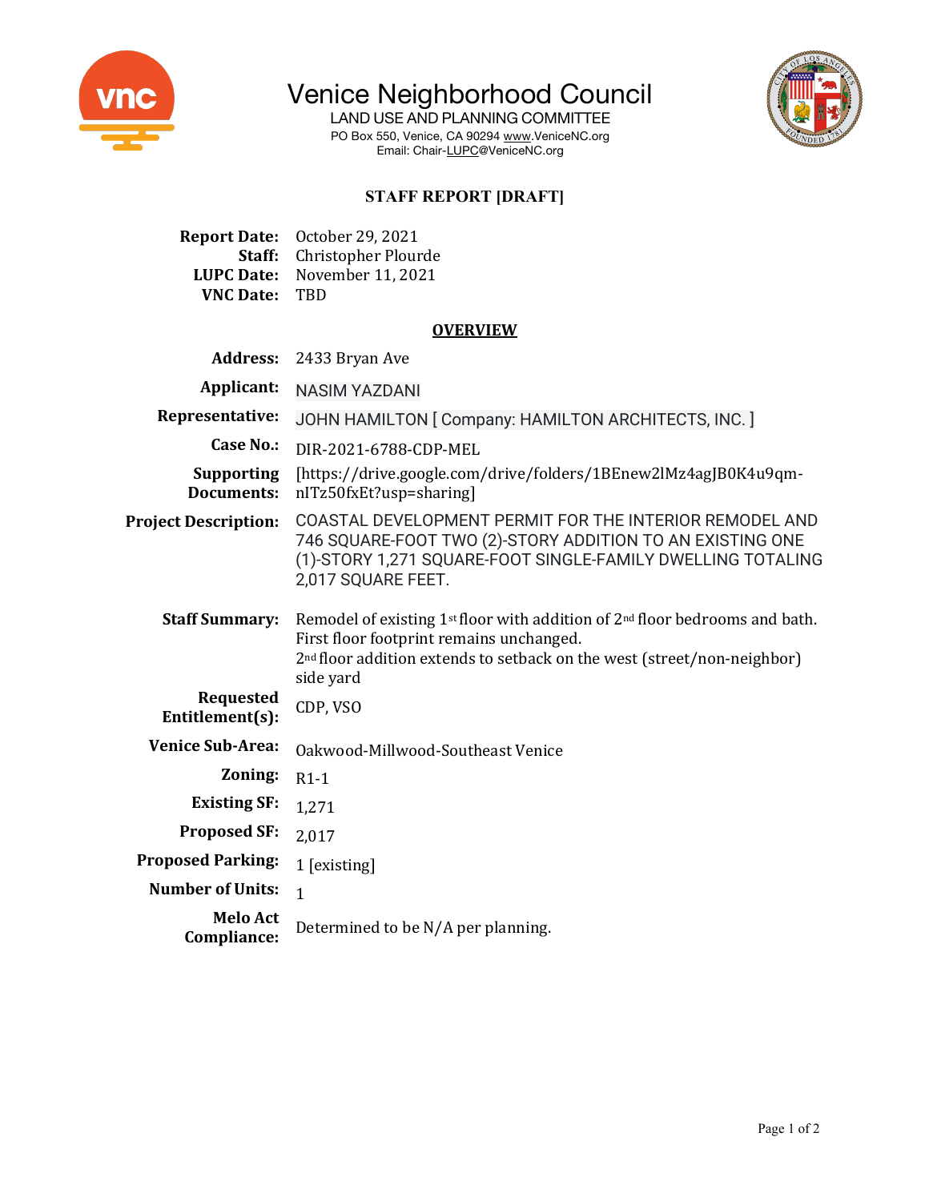# Venice Neighborhood Council

LAND USE AND PLANNING COMMITTEE
PO Box 550, Venice, CA 90294 www.VeniceNC.org
Email: Chair-LUPC@VeniceNC.org

## STAFF REPORT [DRAFT]

**Report Date:** October 29, 2021
**Staff:** Christopher Plourde
**LUPC Date:** November 11, 2021
**VNC Date:** TBD

### OVERVIEW

| | |
|---|---|
| **Address:** | 2433 Bryan Ave |
| **Applicant:** | NASIM YAZDANI |
| **Representative:** | JOHN HAMILTON [ Company: HAMILTON ARCHITECTS, INC. ] |
| **Case No.:** | DIR-2021-6788-CDP-MEL |
| **Supporting Documents:** | [https://drive.google.com/drive/folders/1BEnew2lMz4agJB0K4u9qm-nITz50fxEt?usp=sharing] |
| **Project Description:** | COASTAL DEVELOPMENT PERMIT FOR THE INTERIOR REMODEL AND 746 SQUARE-FOOT TWO (2)-STORY ADDITION TO AN EXISTING ONE (1)-STORY 1,271 SQUARE-FOOT SINGLE-FAMILY DWELLING TOTALING 2,017 SQUARE FEET. |
| **Staff Summary:** | Remodel of existing 1st floor with addition of 2nd floor bedrooms and bath. First floor footprint remains unchanged. 2nd floor addition extends to setback on the west (street/non-neighbor) side yard |
| **Requested Entitlement(s):** | CDP, VSO |
| **Venice Sub-Area:** | Oakwood-Millwood-Southeast Venice |
| **Zoning:** | R1-1 |
| **Existing SF:** | 1,271 |
| **Proposed SF:** | 2,017 |
| **Proposed Parking:** | 1 [existing] |
| **Number of Units:** | 1 |
| **Melo Act Compliance:** | Determined to be N/A per planning. |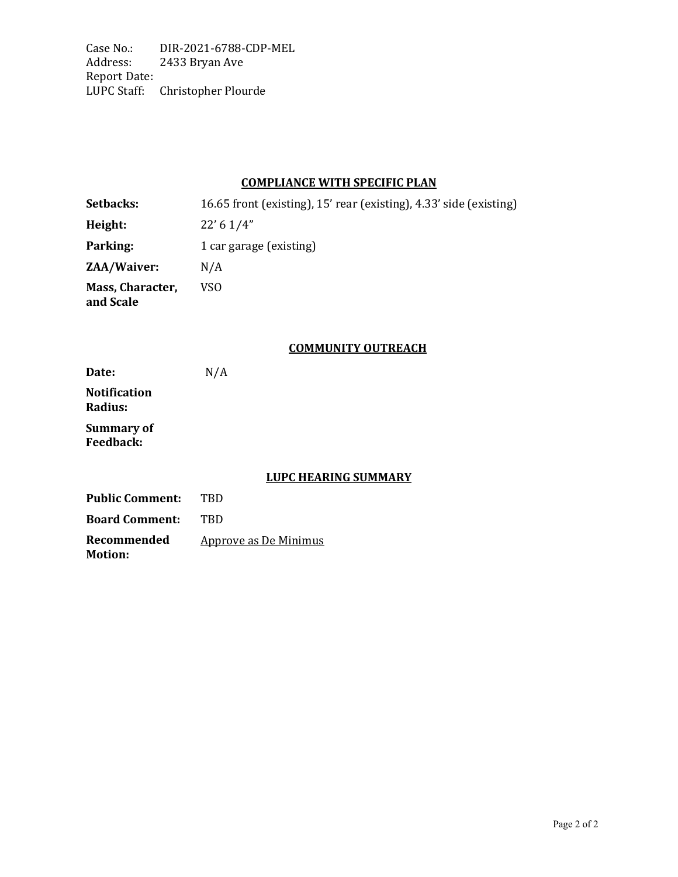Case No.: DIR-2021-6788-CDP-MEL
Address: 2433 Bryan Ave
Report Date:
LUPC Staff: Christopher Plourde

## COMPLIANCE WITH SPECIFIC PLAN

| | |
|---|---|
| **Setbacks:** | 16.65 front (existing), 15' rear (existing), 4.33' side (existing) |
| **Height:** | 22' 6 1/4" |
| **Parking:** | 1 car garage (existing) |
| **ZAA/Waiver:** | N/A |
| **Mass, Character, and Scale** | VSO |

## COMMUNITY OUTREACH

| | |
|---|---|
| **Date:** | N/A |
| **Notification Radius:** | |
| **Summary of Feedback:** | |

## LUPC HEARING SUMMARY

| | |
|---|---|
| **Public Comment:** | TBD |
| **Board Comment:** | TBD |
| **Recommended Motion:** | Approve as De Minimus |